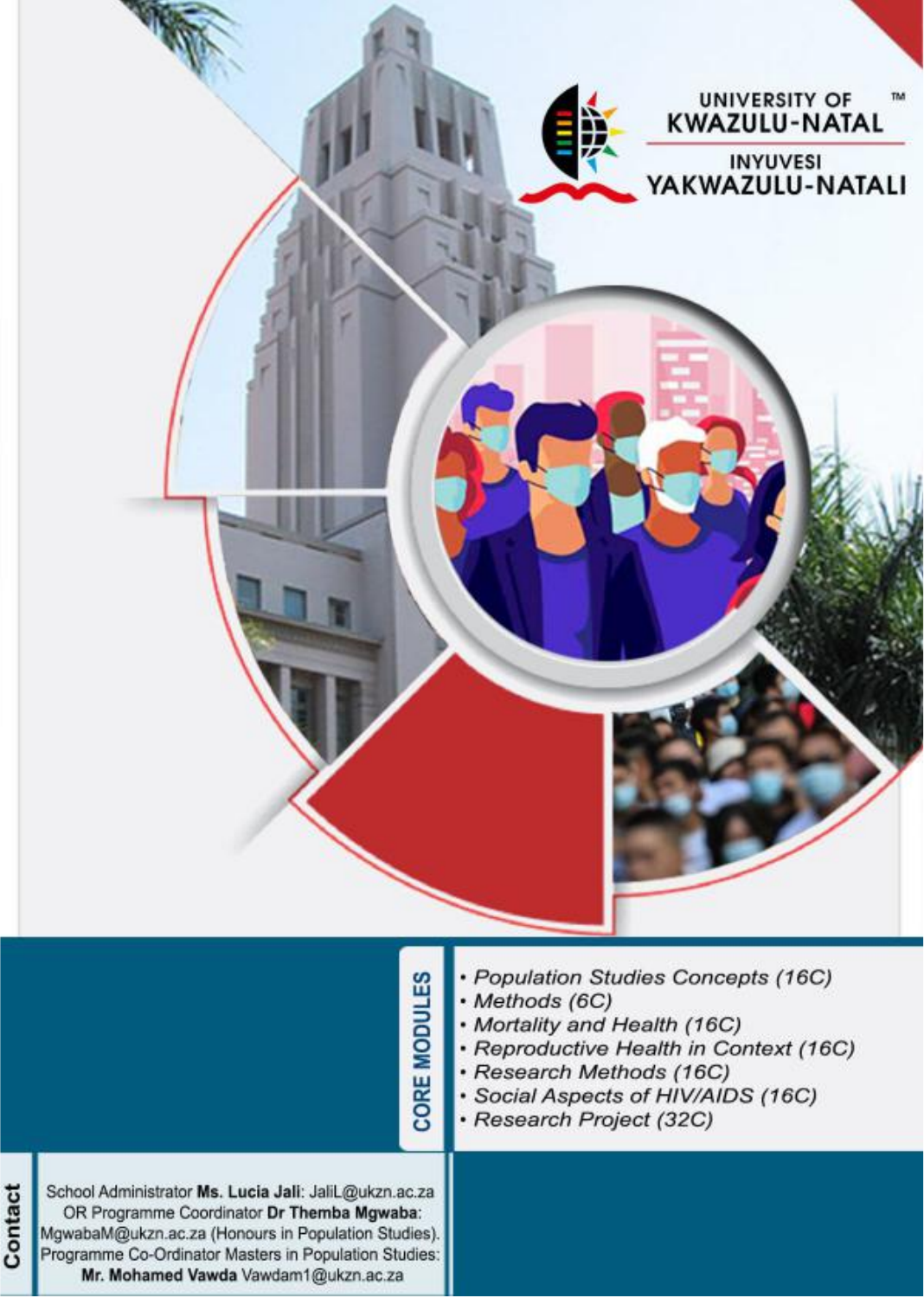UNIVERSITY OF KWAZULU-NATAL

INYUVESI YAKWAZULU-NATALI

## CORE MODULES

- *Population Studies Concepts (16C)*
- *Methods (6C)*
- *Mortality and Health (16C)*
- *Reproductive Health in Context (16C)*
- *Research Methods (16C)*
- *Social Aspects of HIV/AIDS (16C)*
- *Research Project (32C)*

## Contact

School Administrator **Ms. Lucia Jali**: JaliL@ukzn.ac.za OR Programme Coordinator **Dr Themba Mgwaba**: MgwabaM@ukzn.ac.za (Honours in Population Studies). Programme Co-Ordinator Masters in Population Studies: **Mr. Mohamed Vawda** Vawdam1@ukzn.ac.za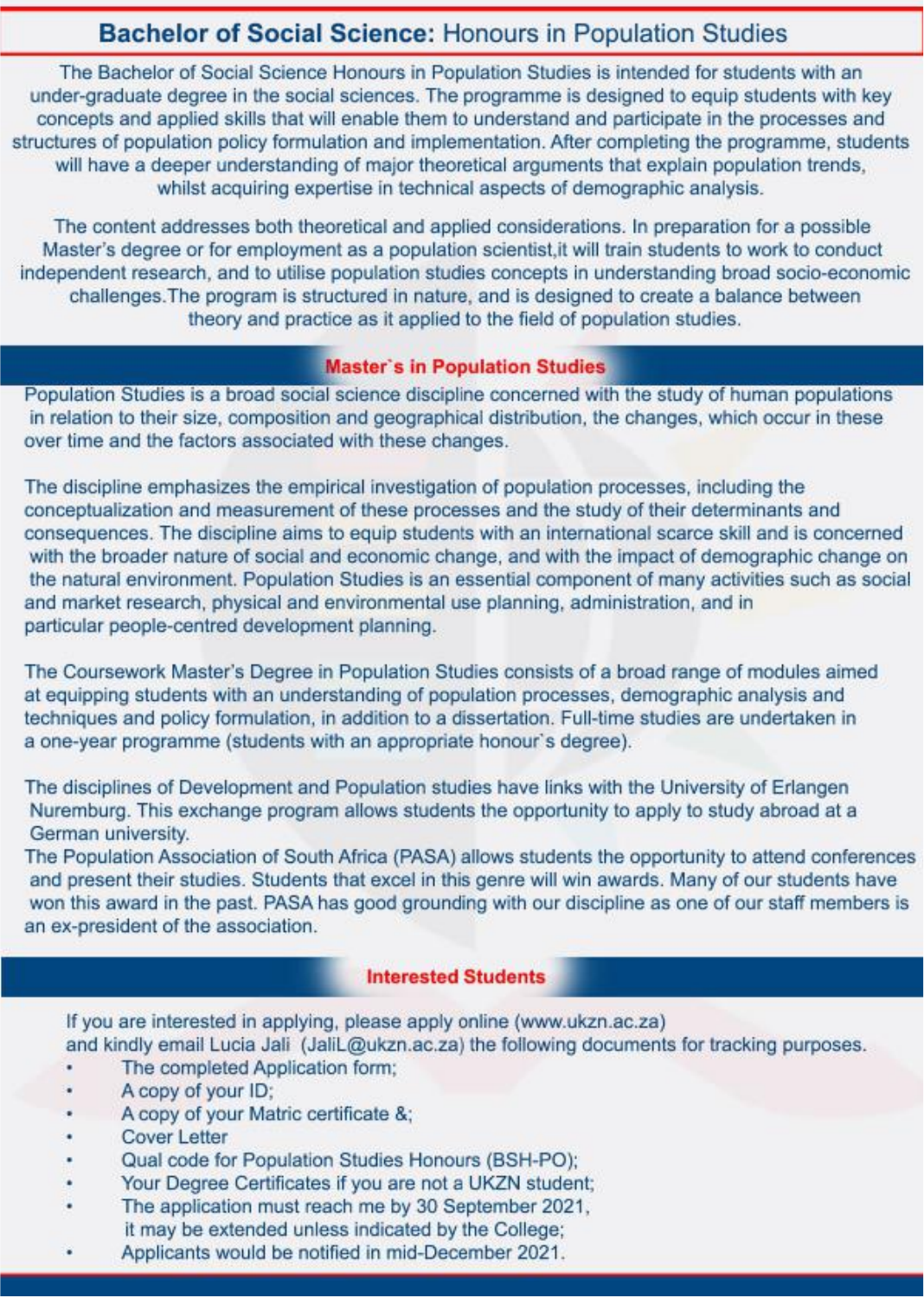# **Bachelor of Social Science:** Honours in Population Studies

The Bachelor of Social Science Honours in Population Studies is intended for students with an under-graduate degree in the social sciences. The programme is designed to equip students with key concepts and applied skills that will enable them to understand and participate in the processes and structures of population policy formulation and implementation. After completing the programme, students will have a deeper understanding of major theoretical arguments that explain population trends, whilst acquiring expertise in technical aspects of demographic analysis.

The content addresses both theoretical and applied considerations. In preparation for a possible Master's degree or for employment as a population scientist,it will train students to work to conduct independent research, and to utilise population studies concepts in understanding broad socio-economic challenges.The program is structured in nature, and is designed to create a balance between theory and practice as it applied to the field of population studies.

## Master`s in Population Studies

Population Studies is a broad social science discipline concerned with the study of human populations in relation to their size, composition and geographical distribution, the changes, which occur in these over time and the factors associated with these changes.

The discipline emphasizes the empirical investigation of population processes, including the conceptualization and measurement of these processes and the study of their determinants and consequences. The discipline aims to equip students with an international scarce skill and is concerned with the broader nature of social and economic change, and with the impact of demographic change on the natural environment. Population Studies is an essential component of many activities such as social and market research, physical and environmental use planning, administration, and in particular people-centred development planning.

The Coursework Master's Degree in Population Studies consists of a broad range of modules aimed at equipping students with an understanding of population processes, demographic analysis and techniques and policy formulation, in addition to a dissertation. Full-time studies are undertaken in a one-year programme (students with an appropriate honour`s degree).

The disciplines of Development and Population studies have links with the University of Erlangen Nuremburg. This exchange program allows students the opportunity to apply to study abroad at a German university.
The Population Association of South Africa (PASA) allows students the opportunity to attend conferences and present their studies. Students that excel in this genre will win awards. Many of our students have won this award in the past. PASA has good grounding with our discipline as one of our staff members is an ex-president of the association.

## Interested Students

If you are interested in applying, please apply online (www.ukzn.ac.za) and kindly email Lucia Jali (JaliL@ukzn.ac.za) the following documents for tracking purposes.

- The completed Application form;
- A copy of your ID;
- A copy of your Matric certificate &;
- Cover Letter
- Qual code for Population Studies Honours (BSH-PO);
- Your Degree Certificates if you are not a UKZN student;
- The application must reach me by 30 September 2021, it may be extended unless indicated by the College;
- Applicants would be notified in mid-December 2021.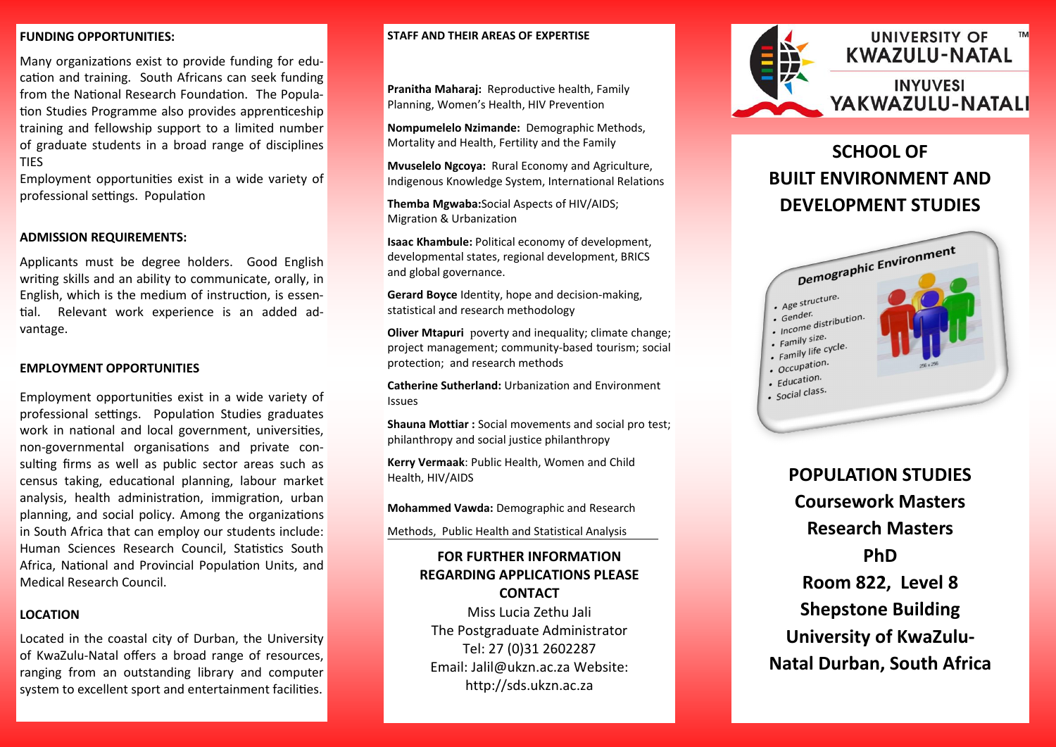**FUNDING OPPORTUNITIES:**

Many organizations exist to provide funding for education and training. South Africans can seek funding from the National Research Foundation. The Population Studies Programme also provides apprenticeship training and fellowship support to a limited number of graduate students in a broad range of disciplines TIES

Employment opportunities exist in a wide variety of professional settings. Population

**ADMISSION REQUIREMENTS:**

Applicants must be degree holders. Good English writing skills and an ability to communicate, orally, in English, which is the medium of instruction, is essential. Relevant work experience is an added advantage.

**EMPLOYMENT OPPORTUNITIES**

Employment opportunities exist in a wide variety of professional settings. Population Studies graduates work in national and local government, universities, non-governmental organisations and private consulting firms as well as public sector areas such as census taking, educational planning, labour market analysis, health administration, immigration, urban planning, and social policy. Among the organizations in South Africa that can employ our students include: Human Sciences Research Council, Statistics South Africa, National and Provincial Population Units, and Medical Research Council.

**LOCATION**

Located in the coastal city of Durban, the University of KwaZulu-Natal offers a broad range of resources, ranging from an outstanding library and computer system to excellent sport and entertainment facilities.

**STAFF AND THEIR AREAS OF EXPERTISE**

**Pranitha Maharaj:** Reproductive health, Family Planning, Women's Health, HIV Prevention

**Nompumelelo Nzimande:** Demographic Methods, Mortality and Health, Fertility and the Family

**Mvuselelo Ngcoya:** Rural Economy and Agriculture, Indigenous Knowledge System, International Relations

**Themba Mgwaba:** Social Aspects of HIV/AIDS; Migration & Urbanization

**Isaac Khambule:** Political economy of development, developmental states, regional development, BRICS and global governance.

**Gerard Boyce** Identity, hope and decision-making, statistical and research methodology

**Oliver Mtapuri** poverty and inequality; climate change; project management; community-based tourism; social protection; and research methods

**Catherine Sutherland:** Urbanization and Environment Issues

**Shauna Mottiar :** Social movements and social pro test; philanthropy and social justice philanthropy

**Kerry Vermaak**: Public Health, Women and Child Health, HIV/AIDS

**Mohammed Vawda:** Demographic and Research Methods, Public Health and Statistical Analysis

**FOR FURTHER INFORMATION REGARDING APPLICATIONS PLEASE CONTACT**

Miss Lucia Zethu Jali
The Postgraduate Administrator
Tel: 27 (0)31 2602287
Email: Jalil@ukzn.ac.za Website: http://sds.ukzn.ac.za

UNIVERSITY OF KWAZULU-NATAL
INYUVESI YAKWAZULU-NATALI

## SCHOOL OF BUILT ENVIRONMENT AND DEVELOPMENT STUDIES

Demographic Environment

- Age structure.
- Gender.
- Income distribution.
- Family size.
- Family life cycle.
- Occupation.
- Education.
- Social class.

## POPULATION STUDIES

**Coursework Masters**
**Research Masters**
**PhD**
**Room 822, Level 8**
**Shepstone Building**
**University of KwaZulu-Natal Durban, South Africa**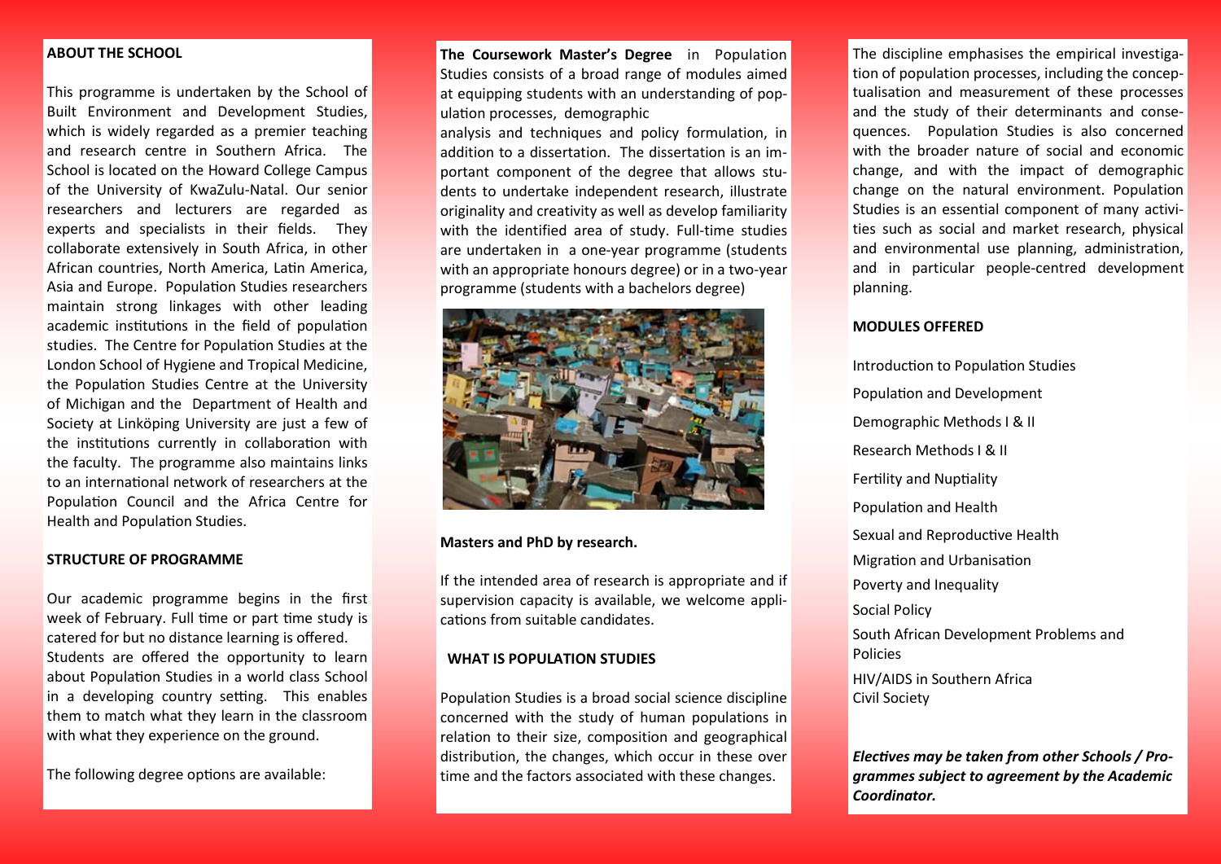## ABOUT THE SCHOOL

This programme is undertaken by the School of Built Environment and Development Studies, which is widely regarded as a premier teaching and research centre in Southern Africa. The School is located on the Howard College Campus of the University of KwaZulu-Natal. Our senior researchers and lecturers are regarded as experts and specialists in their fields. They collaborate extensively in South Africa, in other African countries, North America, Latin America, Asia and Europe. Population Studies researchers maintain strong linkages with other leading academic institutions in the field of population studies. The Centre for Population Studies at the London School of Hygiene and Tropical Medicine, the Population Studies Centre at the University of Michigan and the Department of Health and Society at Linköping University are just a few of the institutions currently in collaboration with the faculty. The programme also maintains links to an international network of researchers at the Population Council and the Africa Centre for Health and Population Studies.

## STRUCTURE OF PROGRAMME

Our academic programme begins in the first week of February. Full time or part time study is catered for but no distance learning is offered. Students are offered the opportunity to learn about Population Studies in a world class School in a developing country setting. This enables them to match what they learn in the classroom with what they experience on the ground.

The following degree options are available:

**The Coursework Master's Degree** in Population Studies consists of a broad range of modules aimed at equipping students with an understanding of population processes, demographic analysis and techniques and policy formulation, in addition to a dissertation. The dissertation is an important component of the degree that allows students to undertake independent research, illustrate originality and creativity as well as develop familiarity with the identified area of study. Full-time studies are undertaken in a one-year programme (students with an appropriate honours degree) or in a two-year programme (students with a bachelors degree)

**Masters and PhD by research.**

If the intended area of research is appropriate and if supervision capacity is available, we welcome applications from suitable candidates.

## WHAT IS POPULATION STUDIES

Population Studies is a broad social science discipline concerned with the study of human populations in relation to their size, composition and geographical distribution, the changes, which occur in these over time and the factors associated with these changes.

The discipline emphasises the empirical investigation of population processes, including the conceptualisation and measurement of these processes and the study of their determinants and consequences. Population Studies is also concerned with the broader nature of social and economic change, and with the impact of demographic change on the natural environment. Population Studies is an essential component of many activities such as social and market research, physical and environmental use planning, administration, and in particular people-centred development planning.

## MODULES OFFERED

- Introduction to Population Studies
- Population and Development
- Demographic Methods I & II
- Research Methods I & II
- Fertility and Nuptiality
- Population and Health
- Sexual and Reproductive Health
- Migration and Urbanisation
- Poverty and Inequality
- Social Policy
- South African Development Problems and Policies
- HIV/AIDS in Southern Africa
- Civil Society

***Electives may be taken from other Schools / Programmes subject to agreement by the Academic Coordinator.***